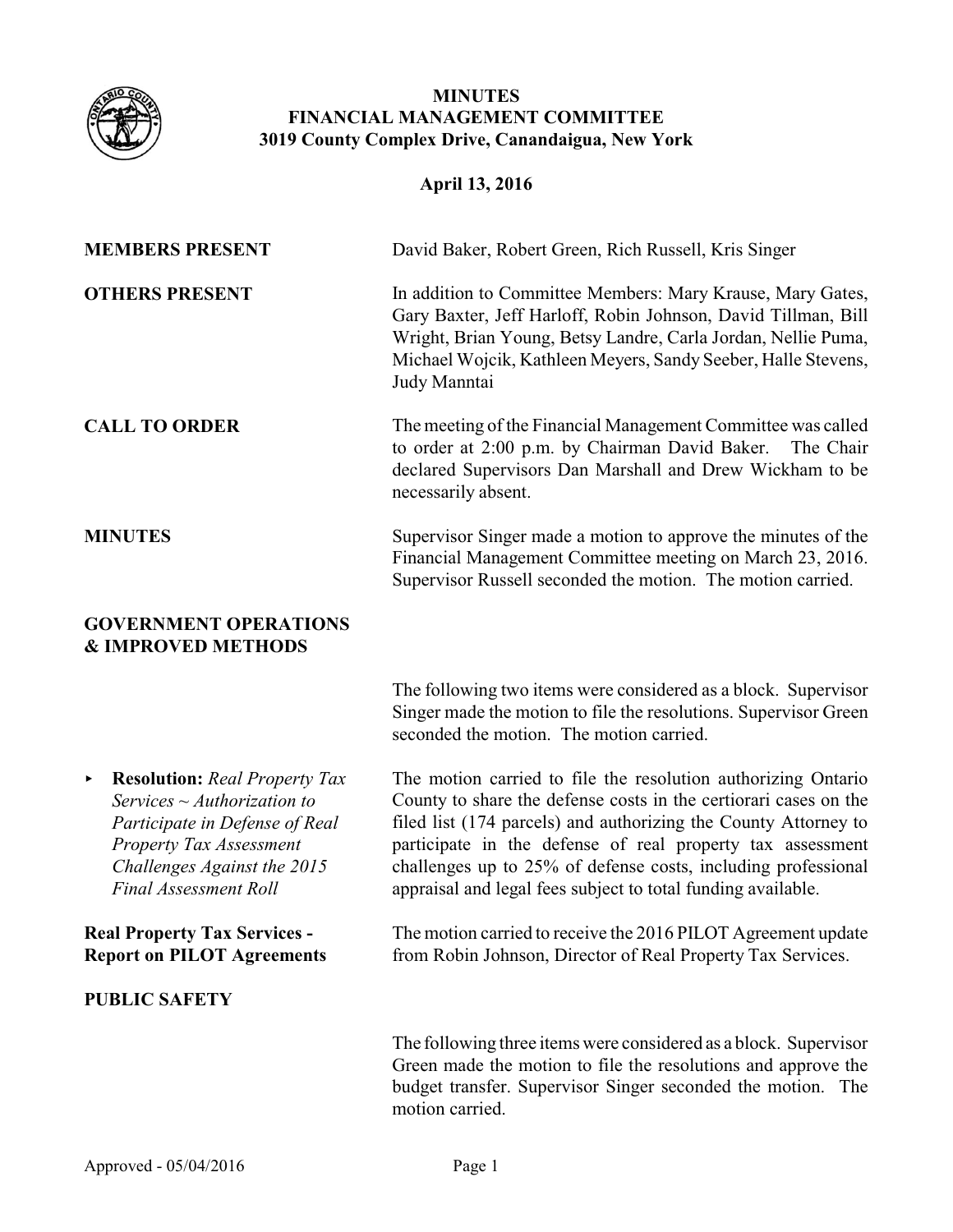# MINUTES
# FINANCIAL MANAGEMENT COMMITTEE
## 3019 County Complex Drive, Canandaigua, New York

**April 13, 2016**

**MEMBERS PRESENT**

David Baker, Robert Green, Rich Russell, Kris Singer

**OTHERS PRESENT**

In addition to Committee Members: Mary Krause, Mary Gates, Gary Baxter, Jeff Harloff, Robin Johnson, David Tillman, Bill Wright, Brian Young, Betsy Landre, Carla Jordan, Nellie Puma, Michael Wojcik, Kathleen Meyers, Sandy Seeber, Halle Stevens, Judy Manntai

**CALL TO ORDER**

The meeting of the Financial Management Committee was called to order at 2:00 p.m. by Chairman David Baker. The Chair declared Supervisors Dan Marshall and Drew Wickham to be necessarily absent.

**MINUTES**

Supervisor Singer made a motion to approve the minutes of the Financial Management Committee meeting on March 23, 2016. Supervisor Russell seconded the motion. The motion carried.

**GOVERNMENT OPERATIONS & IMPROVED METHODS**

The following two items were considered as a block. Supervisor Singer made the motion to file the resolutions. Supervisor Green seconded the motion. The motion carried.

- **Resolution:** *Real Property Tax Services ~ Authorization to Participate in Defense of Real Property Tax Assessment Challenges Against the 2015 Final Assessment Roll*

  The motion carried to file the resolution authorizing Ontario County to share the defense costs in the certiorari cases on the filed list (174 parcels) and authorizing the County Attorney to participate in the defense of real property tax assessment challenges up to 25% of defense costs, including professional appraisal and legal fees subject to total funding available.

**Real Property Tax Services - Report on PILOT Agreements**

The motion carried to receive the 2016 PILOT Agreement update from Robin Johnson, Director of Real Property Tax Services.

**PUBLIC SAFETY**

The following three items were considered as a block. Supervisor Green made the motion to file the resolutions and approve the budget transfer. Supervisor Singer seconded the motion. The motion carried.

Approved - 05/04/2016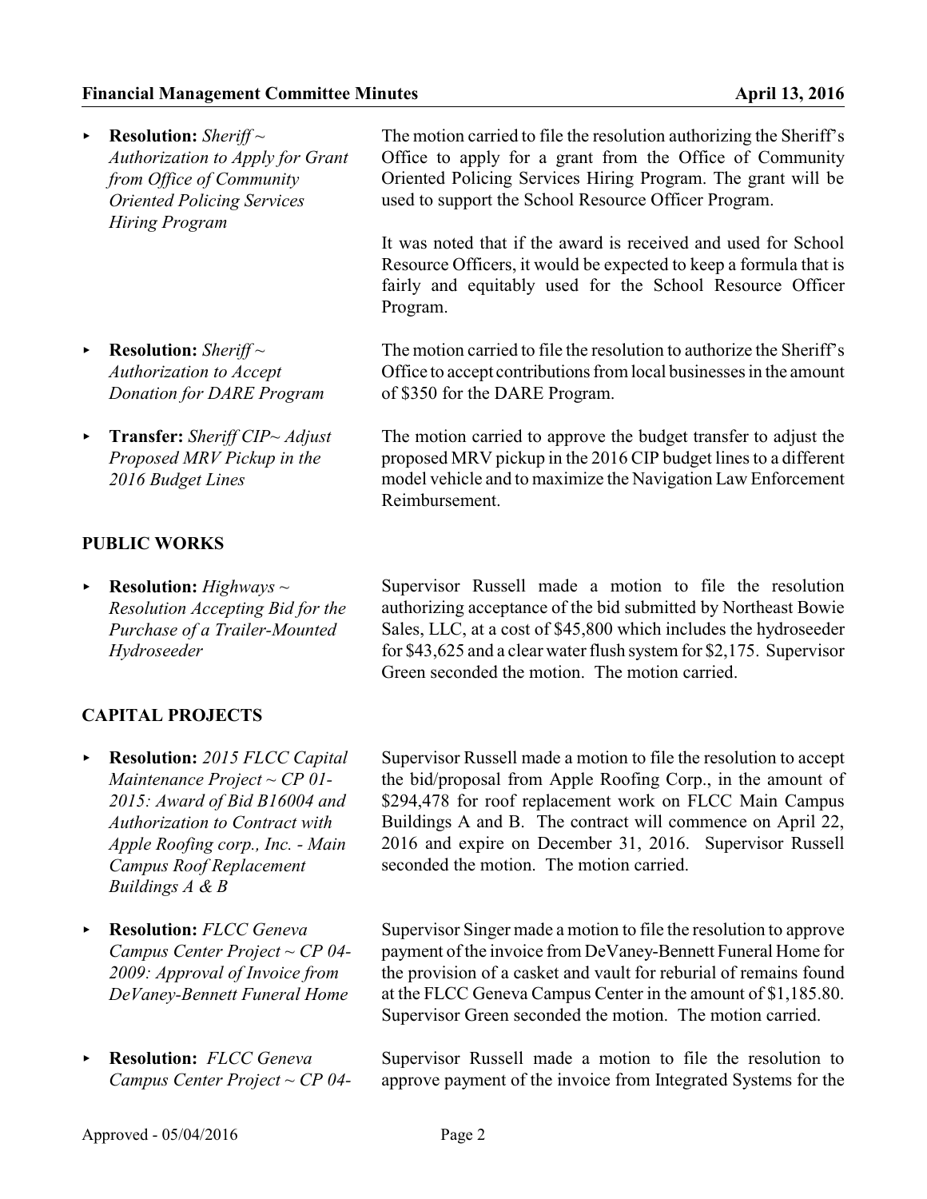- **Resolution:** *Sheriff ~ Authorization to Apply for Grant from Office of Community Oriented Policing Services Hiring Program*

  The motion carried to file the resolution authorizing the Sheriff's Office to apply for a grant from the Office of Community Oriented Policing Services Hiring Program. The grant will be used to support the School Resource Officer Program.

  It was noted that if the award is received and used for School Resource Officers, it would be expected to keep a formula that is fairly and equitably used for the School Resource Officer Program.

- **Resolution:** *Sheriff ~ Authorization to Accept Donation for DARE Program*

  The motion carried to file the resolution to authorize the Sheriff's Office to accept contributions from local businesses in the amount of $350 for the DARE Program.

- **Transfer:** *Sheriff CIP~ Adjust Proposed MRV Pickup in the 2016 Budget Lines*

  The motion carried to approve the budget transfer to adjust the proposed MRV pickup in the 2016 CIP budget lines to a different model vehicle and to maximize the Navigation Law Enforcement Reimbursement.

## PUBLIC WORKS

- **Resolution:** *Highways ~ Resolution Accepting Bid for the Purchase of a Trailer-Mounted Hydroseeder*

  Supervisor Russell made a motion to file the resolution authorizing acceptance of the bid submitted by Northeast Bowie Sales, LLC, at a cost of $45,800 which includes the hydroseeder for $43,625 and a clear water flush system for $2,175. Supervisor Green seconded the motion. The motion carried.

## CAPITAL PROJECTS

- **Resolution:** *2015 FLCC Capital Maintenance Project ~ CP 01-2015: Award of Bid B16004 and Authorization to Contract with Apple Roofing corp., Inc. - Main Campus Roof Replacement Buildings A & B*

  Supervisor Russell made a motion to file the resolution to accept the bid/proposal from Apple Roofing Corp., in the amount of $294,478 for roof replacement work on FLCC Main Campus Buildings A and B. The contract will commence on April 22, 2016 and expire on December 31, 2016. Supervisor Russell seconded the motion. The motion carried.

- **Resolution:** *FLCC Geneva Campus Center Project ~ CP 04-2009: Approval of Invoice from DeVaney-Bennett Funeral Home*

  Supervisor Singer made a motion to file the resolution to approve payment of the invoice from DeVaney-Bennett Funeral Home for the provision of a casket and vault for reburial of remains found at the FLCC Geneva Campus Center in the amount of $1,185.80. Supervisor Green seconded the motion. The motion carried.

- **Resolution:** *FLCC Geneva Campus Center Project ~ CP 04-*

  Supervisor Russell made a motion to file the resolution to approve payment of the invoice from Integrated Systems for the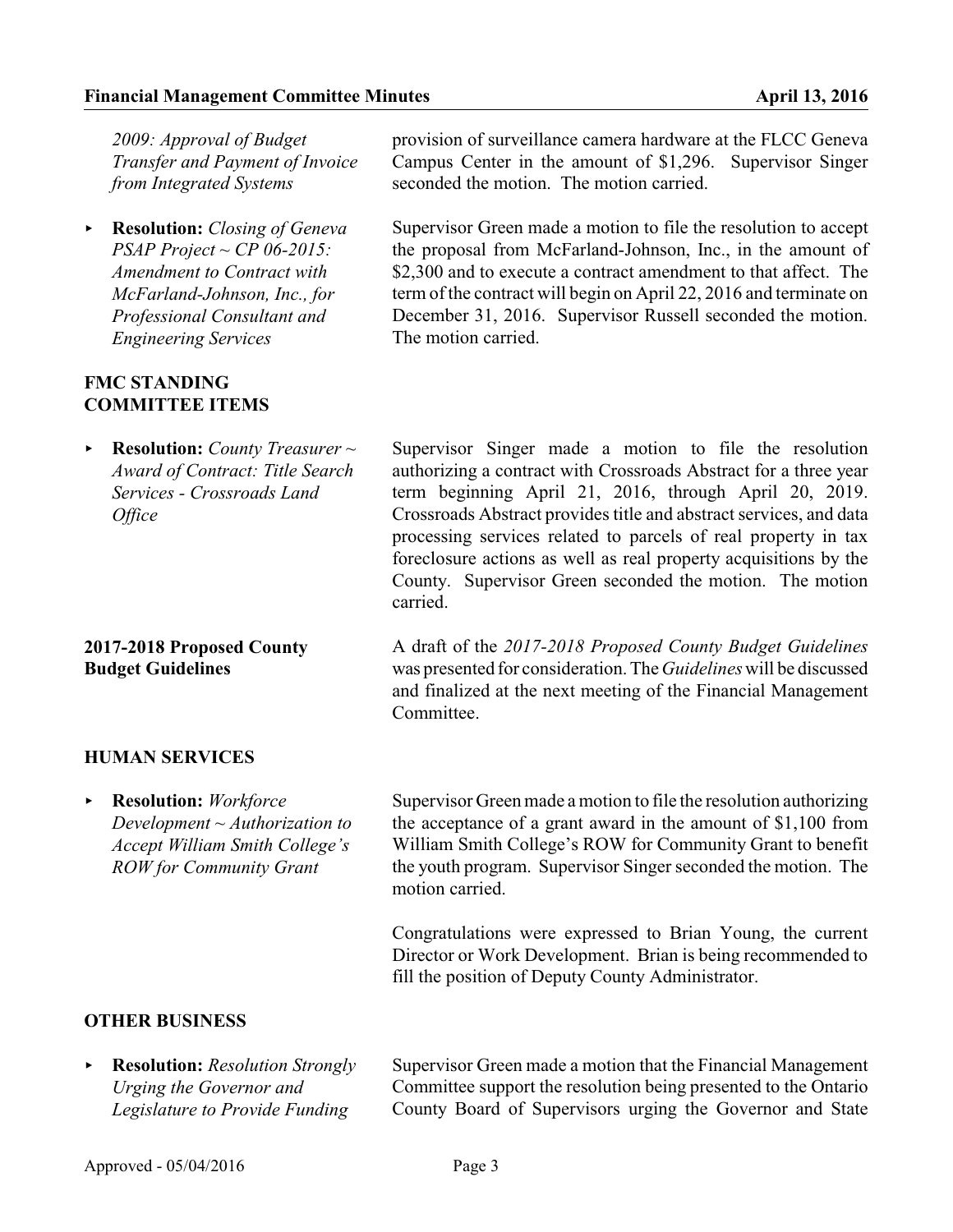- *2009: Approval of Budget Transfer and Payment of Invoice from Integrated Systems*

  provision of surveillance camera hardware at the FLCC Geneva Campus Center in the amount of $1,296. Supervisor Singer seconded the motion. The motion carried.

- **Resolution:** *Closing of Geneva PSAP Project ~ CP 06-2015: Amendment to Contract with McFarland-Johnson, Inc., for Professional Consultant and Engineering Services*

  Supervisor Green made a motion to file the resolution to accept the proposal from McFarland-Johnson, Inc., in the amount of $2,300 and to execute a contract amendment to that affect. The term of the contract will begin on April 22, 2016 and terminate on December 31, 2016. Supervisor Russell seconded the motion. The motion carried.

## FMC STANDING COMMITTEE ITEMS

- **Resolution:** *County Treasurer ~ Award of Contract: Title Search Services - Crossroads Land Office*

  Supervisor Singer made a motion to file the resolution authorizing a contract with Crossroads Abstract for a three year term beginning April 21, 2016, through April 20, 2019. Crossroads Abstract provides title and abstract services, and data processing services related to parcels of real property in tax foreclosure actions as well as real property acquisitions by the County. Supervisor Green seconded the motion. The motion carried.

## 2017-2018 Proposed County Budget Guidelines

A draft of the *2017-2018 Proposed County Budget Guidelines* was presented for consideration. The *Guidelines* will be discussed and finalized at the next meeting of the Financial Management Committee.

## HUMAN SERVICES

- **Resolution:** *Workforce Development ~ Authorization to Accept William Smith College's ROW for Community Grant*

  Supervisor Green made a motion to file the resolution authorizing the acceptance of a grant award in the amount of $1,100 from William Smith College's ROW for Community Grant to benefit the youth program. Supervisor Singer seconded the motion. The motion carried.

  Congratulations were expressed to Brian Young, the current Director or Work Development. Brian is being recommended to fill the position of Deputy County Administrator.

## OTHER BUSINESS

- **Resolution:** *Resolution Strongly Urging the Governor and Legislature to Provide Funding*

  Supervisor Green made a motion that the Financial Management Committee support the resolution being presented to the Ontario County Board of Supervisors urging the Governor and State

Approved - 05/04/2016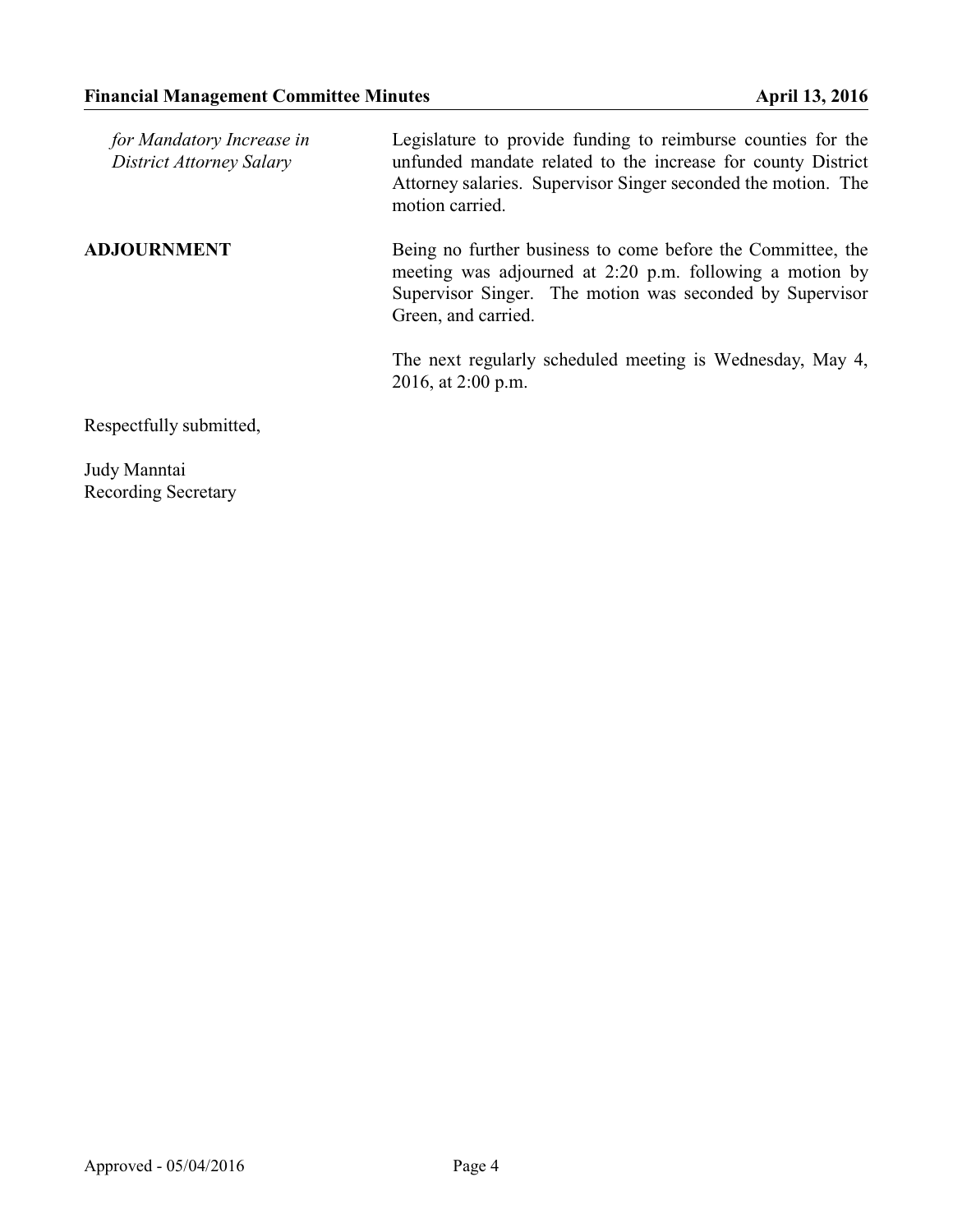*for Mandatory Increase in District Attorney Salary*

Legislature to provide funding to reimburse counties for the unfunded mandate related to the increase for county District Attorney salaries. Supervisor Singer seconded the motion. The motion carried.

**ADJOURNMENT**

Being no further business to come before the Committee, the meeting was adjourned at 2:20 p.m. following a motion by Supervisor Singer. The motion was seconded by Supervisor Green, and carried.

The next regularly scheduled meeting is Wednesday, May 4, 2016, at 2:00 p.m.

Respectfully submitted,

Judy Manntai
Recording Secretary

Approved - 05/04/2016